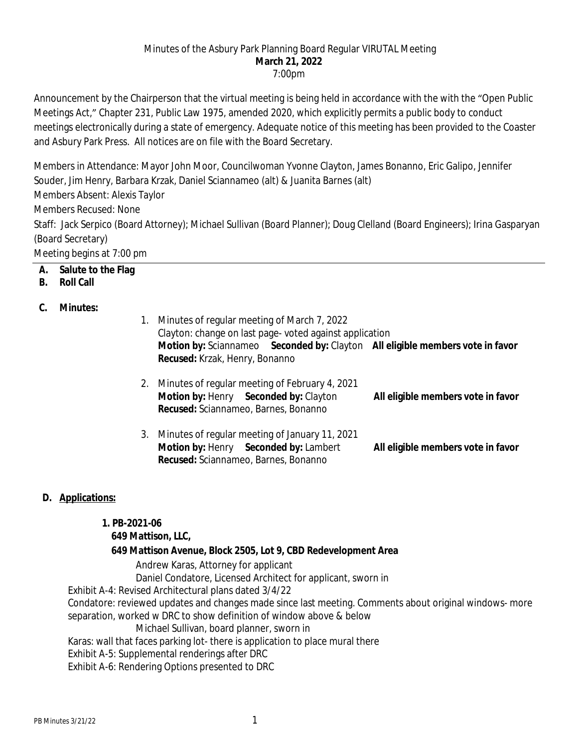Minutes of the Asbury Park Planning Board Regular VIRUTAL Meeting
**March 21, 2022**
7:00pm

Announcement by the Chairperson that the virtual meeting is being held in accordance with the with the "Open Public Meetings Act," Chapter 231, Public Law 1975, amended 2020, which explicitly permits a public body to conduct meetings electronically during a state of emergency. Adequate notice of this meeting has been provided to the Coaster and Asbury Park Press. All notices are on file with the Board Secretary.

Members in Attendance: Mayor John Moor, Councilwoman Yvonne Clayton, James Bonanno, Eric Galipo, Jennifer Souder, Jim Henry, Barbara Krzak, Daniel Sciannameo (alt) & Juanita Barnes (alt)
Members Absent: Alexis Taylor
Members Recused: None
Staff: Jack Serpico (Board Attorney); Michael Sullivan (Board Planner); Doug Clelland (Board Engineers); Irina Gasparyan (Board Secretary)
Meeting begins at 7:00 pm

---

**A. Salute to the Flag**
**B. Roll Call**

**C. Minutes:**

1. Minutes of regular meeting of March 7, 2022
   Clayton: change on last page- voted against application
   **Motion by:** Sciannameo **Seconded by:** Clayton **All eligible members vote in favor**
   **Recused:** Krzak, Henry, Bonanno

2. Minutes of regular meeting of February 4, 2021
   **Motion by:** Henry **Seconded by:** Clayton **All eligible members vote in favor**
   **Recused:** Sciannameo, Barnes, Bonanno

3. Minutes of regular meeting of January 11, 2021
   **Motion by:** Henry **Seconded by:** Lambert **All eligible members vote in favor**
   **Recused:** Sciannameo, Barnes, Bonanno

**D. Applications:**

**1. PB-2021-06**
**649 Mattison, LLC,**
**649 Mattison Avenue, Block 2505, Lot 9, CBD Redevelopment Area**

Andrew Karas, Attorney for applicant
Daniel Condatore, Licensed Architect for applicant, sworn in

Exhibit A-4: Revised Architectural plans dated 3/4/22

Condatore: reviewed updates and changes made since last meeting. Comments about original windows- more separation, worked w DRC to show definition of window above & below

Michael Sullivan, board planner, sworn in

Karas: wall that faces parking lot- there is application to place mural there

Exhibit A-5: Supplemental renderings after DRC

Exhibit A-6: Rendering Options presented to DRC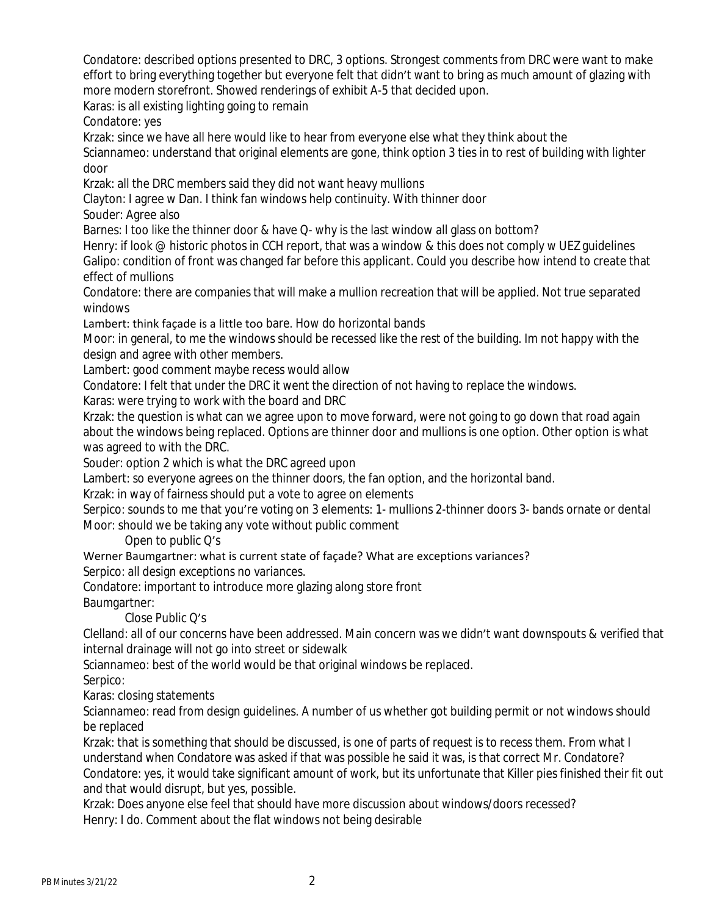Condatore: described options presented to DRC, 3 options. Strongest comments from DRC were want to make effort to bring everything together but everyone felt that didn't want to bring as much amount of glazing with more modern storefront. Showed renderings of exhibit A-5 that decided upon.

Karas: is all existing lighting going to remain

Condatore: yes

Krzak: since we have all here would like to hear from everyone else what they think about the

Sciannameo: understand that original elements are gone, think option 3 ties in to rest of building with lighter door

Krzak: all the DRC members said they did not want heavy mullions

Clayton: I agree w Dan. I think fan windows help continuity. With thinner door

Souder: Agree also

Barnes: I too like the thinner door & have Q- why is the last window all glass on bottom?

Henry: if look @ historic photos in CCH report, that was a window & this does not comply w UEZ guidelines

Galipo: condition of front was changed far before this applicant. Could you describe how intend to create that effect of mullions

Condatore: there are companies that will make a mullion recreation that will be applied. Not true separated windows

Lambert: think façade is a little too bare. How do horizontal bands

Moor: in general, to me the windows should be recessed like the rest of the building. Im not happy with the design and agree with other members.

Lambert: good comment maybe recess would allow

Condatore: I felt that under the DRC it went the direction of not having to replace the windows.

Karas: were trying to work with the board and DRC

Krzak: the question is what can we agree upon to move forward, were not going to go down that road again about the windows being replaced. Options are thinner door and mullions is one option. Other option is what was agreed to with the DRC.

Souder: option 2 which is what the DRC agreed upon

Lambert: so everyone agrees on the thinner doors, the fan option, and the horizontal band.

Krzak: in way of fairness should put a vote to agree on elements

Serpico: sounds to me that you're voting on 3 elements: 1- mullions 2-thinner doors 3- bands ornate or dental

Moor: should we be taking any vote without public comment

Open to public Q's

Werner Baumgartner: what is current state of façade? What are exceptions variances?

Serpico: all design exceptions no variances.

Condatore: important to introduce more glazing along store front

Baumgartner:

Close Public Q's

Clelland: all of our concerns have been addressed. Main concern was we didn't want downspouts & verified that internal drainage will not go into street or sidewalk

Sciannameo: best of the world would be that original windows be replaced.

Serpico:

Karas: closing statements

Sciannameo: read from design guidelines. A number of us whether got building permit or not windows should be replaced

Krzak: that is something that should be discussed, is one of parts of request is to recess them. From what I understand when Condatore was asked if that was possible he said it was, is that correct Mr. Condatore?

Condatore: yes, it would take significant amount of work, but its unfortunate that Killer pies finished their fit out and that would disrupt, but yes, possible.

Krzak: Does anyone else feel that should have more discussion about windows/doors recessed?

Henry: I do. Comment about the flat windows not being desirable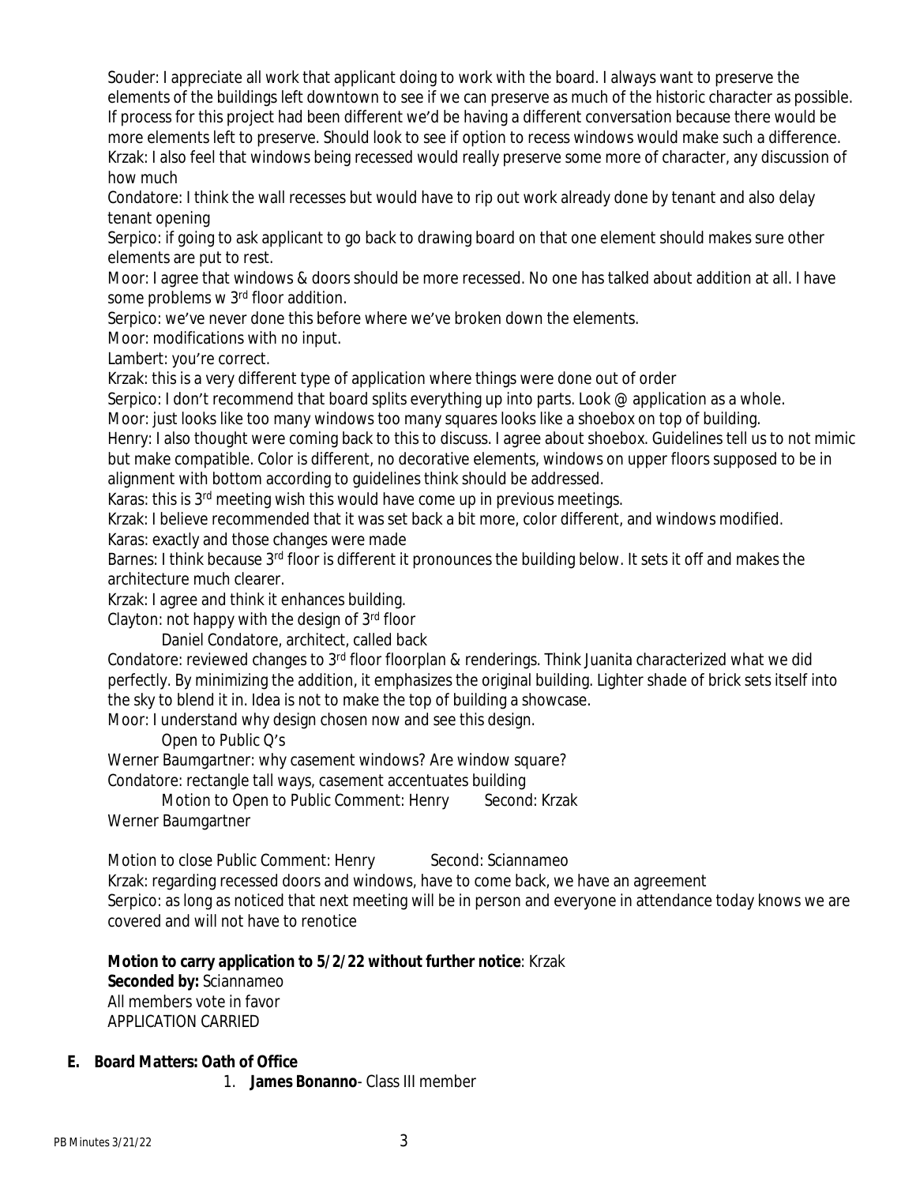Souder: I appreciate all work that applicant doing to work with the board. I always want to preserve the elements of the buildings left downtown to see if we can preserve as much of the historic character as possible. If process for this project had been different we'd be having a different conversation because there would be more elements left to preserve. Should look to see if option to recess windows would make such a difference.

Krzak: I also feel that windows being recessed would really preserve some more of character, any discussion of how much

Condatore: I think the wall recesses but would have to rip out work already done by tenant and also delay tenant opening

Serpico: if going to ask applicant to go back to drawing board on that one element should makes sure other elements are put to rest.

Moor: I agree that windows & doors should be more recessed. No one has talked about addition at all. I have some problems w 3rd floor addition.

Serpico: we've never done this before where we've broken down the elements.

Moor: modifications with no input.

Lambert: you're correct.

Krzak: this is a very different type of application where things were done out of order

Serpico: I don't recommend that board splits everything up into parts. Look @ application as a whole.

Moor: just looks like too many windows too many squares looks like a shoebox on top of building.

Henry: I also thought were coming back to this to discuss. I agree about shoebox. Guidelines tell us to not mimic but make compatible. Color is different, no decorative elements, windows on upper floors supposed to be in alignment with bottom according to guidelines think should be addressed.

Karas: this is 3rd meeting wish this would have come up in previous meetings.

Krzak: I believe recommended that it was set back a bit more, color different, and windows modified.

Karas: exactly and those changes were made

Barnes: I think because 3rd floor is different it pronounces the building below. It sets it off and makes the architecture much clearer.

Krzak: I agree and think it enhances building.

Clayton: not happy with the design of 3rd floor

Daniel Condatore, architect, called back

Condatore: reviewed changes to 3rd floor floorplan & renderings. Think Juanita characterized what we did perfectly. By minimizing the addition, it emphasizes the original building. Lighter shade of brick sets itself into the sky to blend it in. Idea is not to make the top of building a showcase.

Moor: I understand why design chosen now and see this design.

Open to Public Q's

Werner Baumgartner: why casement windows? Are window square?

Condatore: rectangle tall ways, casement accentuates building

Motion to Open to Public Comment: Henry Second: Krzak

Werner Baumgartner

Motion to close Public Comment: Henry Second: Sciannameo

Krzak: regarding recessed doors and windows, have to come back, we have an agreement

Serpico: as long as noticed that next meeting will be in person and everyone in attendance today knows we are covered and will not have to renotice

**Motion to carry application to 5/2/22 without further notice**: Krzak
**Seconded by:** Sciannameo
All members vote in favor
APPLICATION CARRIED

**E. Board Matters: Oath of Office**

1. **James Bonanno**- Class III member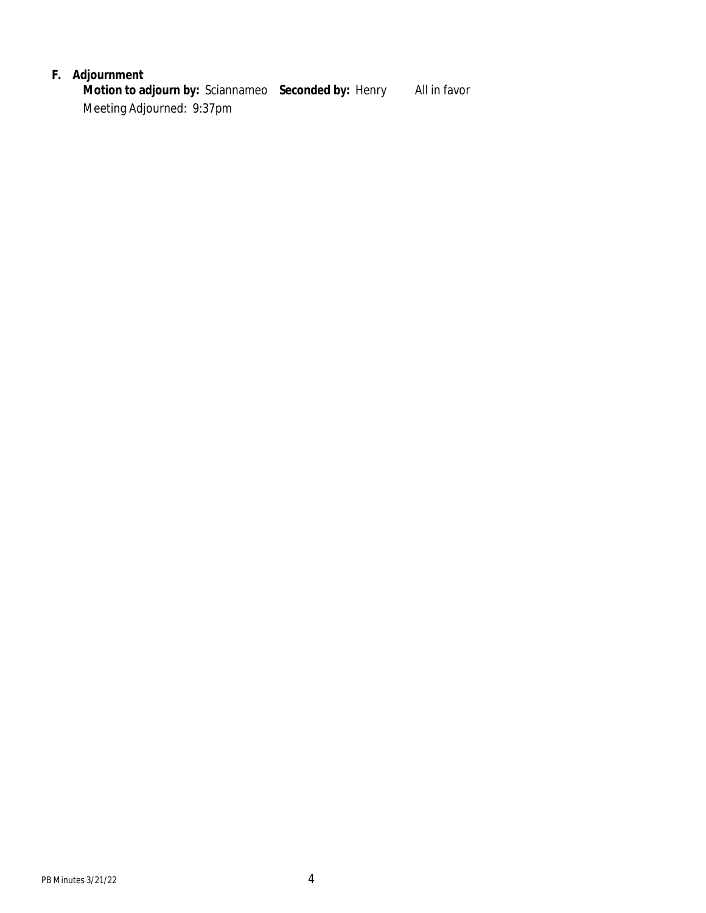### F. Adjournment

**Motion to adjourn by:** Sciannameo **Seconded by:** Henry All in favor

Meeting Adjourned: 9:37pm